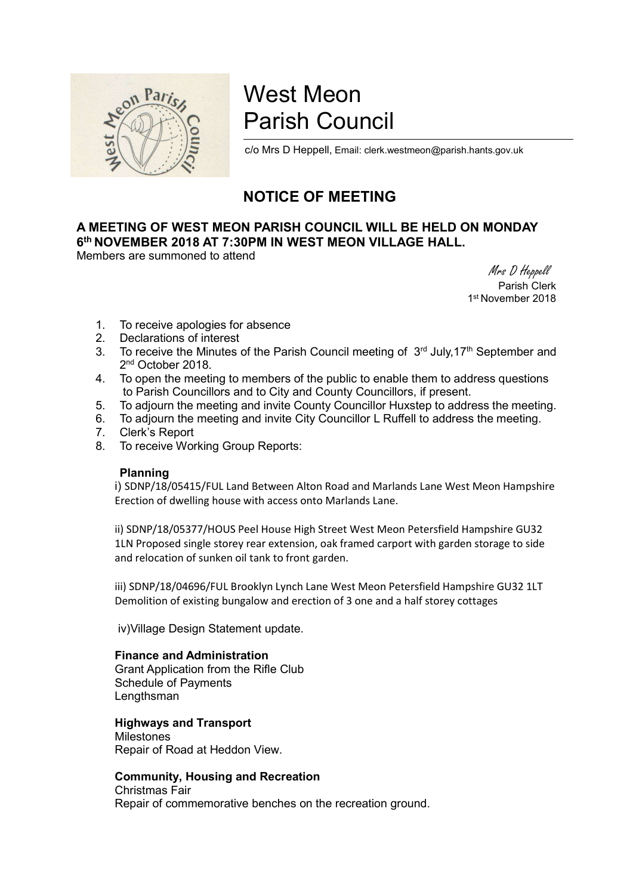# West Meon Parish Council

c/o Mrs D Heppell, Email: clerk.westmeon@parish.hants.gov.uk

## NOTICE OF MEETING

**A MEETING OF WEST MEON PARISH COUNCIL WILL BE HELD ON MONDAY 6th NOVEMBER 2018 AT 7:30PM IN WEST MEON VILLAGE HALL.**

Members are summoned to attend

*Mrs D Heppell*
Parish Clerk
1st November 2018

1. To receive apologies for absence
2. Declarations of interest
3. To receive the Minutes of the Parish Council meeting of 3rd July,17th September and 2nd October 2018.
4. To open the meeting to members of the public to enable them to address questions to Parish Councillors and to City and County Councillors, if present.
5. To adjourn the meeting and invite County Councillor Huxstep to address the meeting.
6. To adjourn the meeting and invite City Councillor L Ruffell to address the meeting.
7. Clerk's Report
8. To receive Working Group Reports:

**Planning**

i) SDNP/18/05415/FUL Land Between Alton Road and Marlands Lane West Meon Hampshire Erection of dwelling house with access onto Marlands Lane.

ii) SDNP/18/05377/HOUS Peel House High Street West Meon Petersfield Hampshire GU32 1LN Proposed single storey rear extension, oak framed carport with garden storage to side and relocation of sunken oil tank to front garden.

iii) SDNP/18/04696/FUL Brooklyn Lynch Lane West Meon Petersfield Hampshire GU32 1LT Demolition of existing bungalow and erection of 3 one and a half storey cottages

iv)Village Design Statement update.

**Finance and Administration**

Grant Application from the Rifle Club
Schedule of Payments
Lengthsman

**Highways and Transport**

Milestones
Repair of Road at Heddon View.

**Community, Housing and Recreation**

Christmas Fair
Repair of commemorative benches on the recreation ground.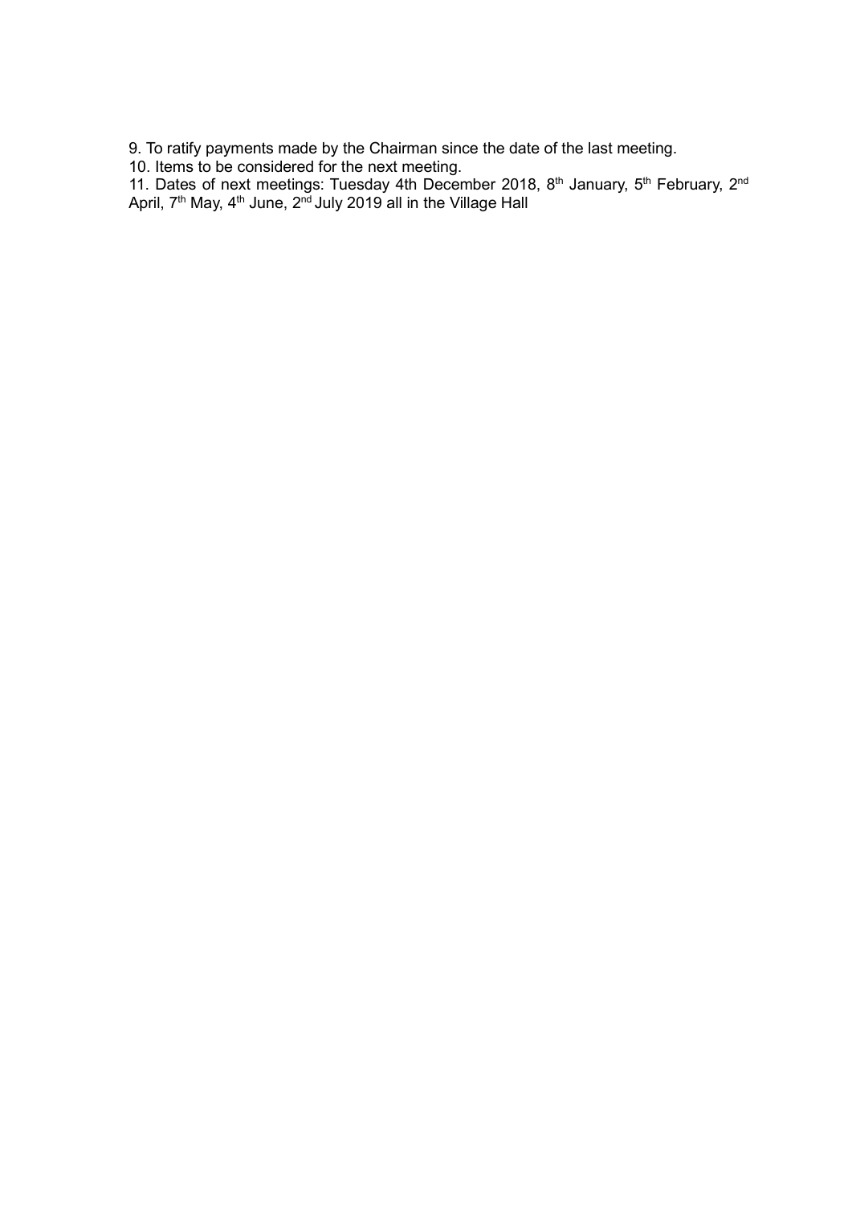9. To ratify payments made by the Chairman since the date of the last meeting.
10. Items to be considered for the next meeting.
11. Dates of next meetings: Tuesday 4th December 2018, 8th January, 5th February, 2nd April, 7th May, 4th June, 2nd July 2019 all in the Village Hall